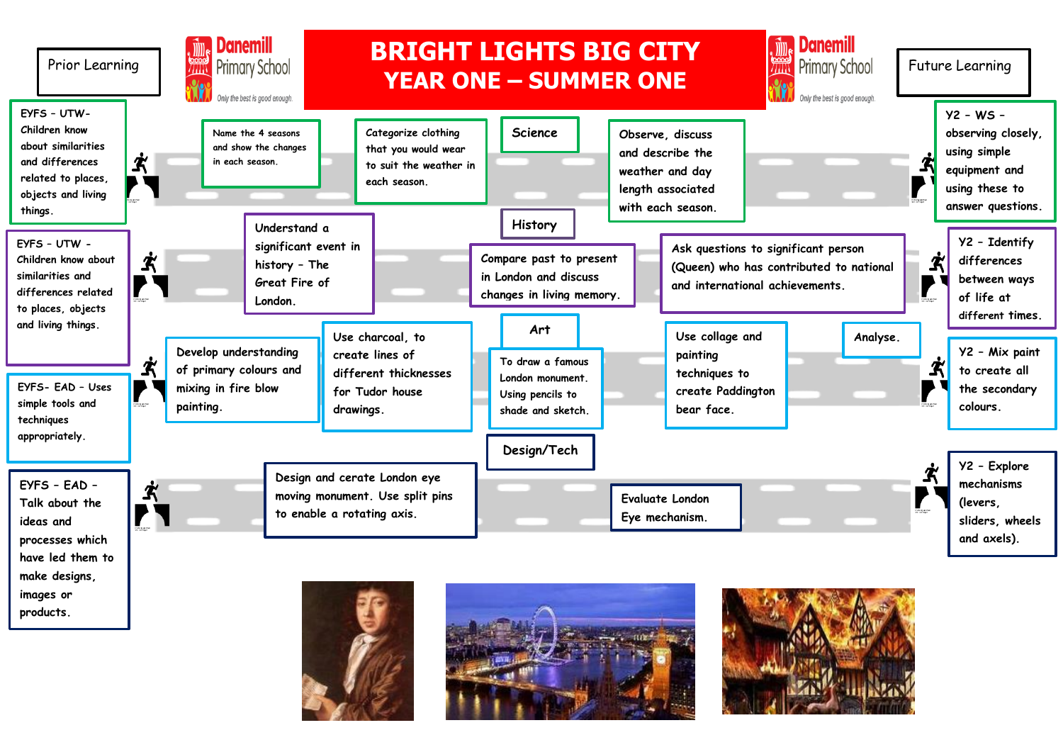# BRIGHT LIGHTS BIG CITY
## YEAR ONE – SUMMER ONE

Danemill Primary School — *Only the best is good enough.*

**Prior Learning** | **Future Learning**

### Science

- **Prior Learning:** EYFS – UTW – Children know about similarities and differences related to places, objects and living things.
- Name the 4 seasons and show the changes in each season.
- Categorize clothing that you would wear to suit the weather in each season.
- Observe, discuss and describe the weather and day length associated with each season.
- **Future Learning:** Y2 – WS – observing closely, using simple equipment and using these to answer questions.

### History

- **Prior Learning:** EYFS – UTW – Children know about similarities and differences related to places, objects and living things.
- Understand a significant event in history – The Great Fire of London.
- Compare past to present in London and discuss changes in living memory.
- Ask questions to significant person (Queen) who has contributed to national and international achievements.
- **Future Learning:** Y2 – Identify differences between ways of life at different times.

### Art

- **Prior Learning:** EYFS – EAD – Uses simple tools and techniques appropriately.
- Develop understanding of primary colours and mixing in fire blow painting.
- Use charcoal, to create lines of different thicknesses for Tudor house drawings.
- To draw a famous London monument. Using pencils to shade and sketch.
- Use collage and painting techniques to create Paddington bear face.
- Analyse.
- **Future Learning:** Y2 – Mix paint to create all the secondary colours.

### Design/Tech

- **Prior Learning:** EYFS – EAD – Talk about the ideas and processes which have led them to make designs, images or products.
- Design and cerate London eye moving monument. Use split pins to enable a rotating axis.
- Evaluate London Eye mechanism.
- **Future Learning:** Y2 – Explore mechanisms (levers, sliders, wheels and axels).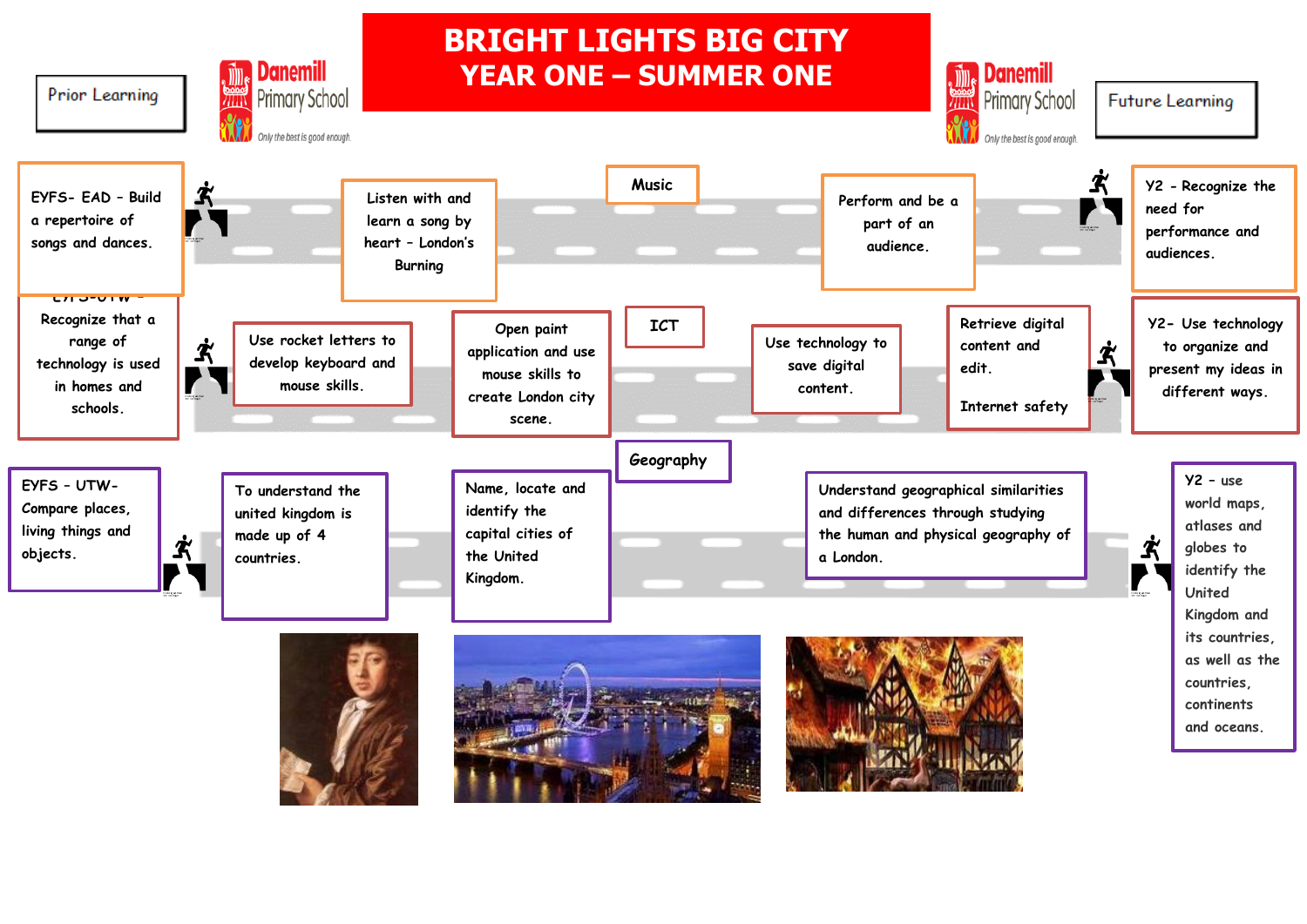# BRIGHT LIGHTS BIG CITY
# YEAR ONE – SUMMER ONE

Prior Learning

Danemill Primary School
*Only the best is good enough.*

Future Learning

## Music

EYFS- EAD – Build a repertoire of songs and dances.

Listen with and learn a song by heart – London's Burning

Perform and be a part of an audience.

Y2 – Recognize the need for performance and audiences.

## ICT

EYFS-UTW – Recognize that a range of technology is used in homes and schools.

Use rocket letters to develop keyboard and mouse skills.

Open paint application and use mouse skills to create London city scene.

Use technology to save digital content.

Retrieve digital content and edit.

Internet safety

Y2- Use technology to organize and present my ideas in different ways.

## Geography

EYFS – UTW- Compare places, living things and objects.

To understand the united kingdom is made up of 4 countries.

Name, locate and identify the capital cities of the United Kingdom.

Understand geographical similarities and differences through studying the human and physical geography of a London.

Y2 – use world maps, atlases and globes to identify the United Kingdom and its countries, as well as the countries, continents and oceans.